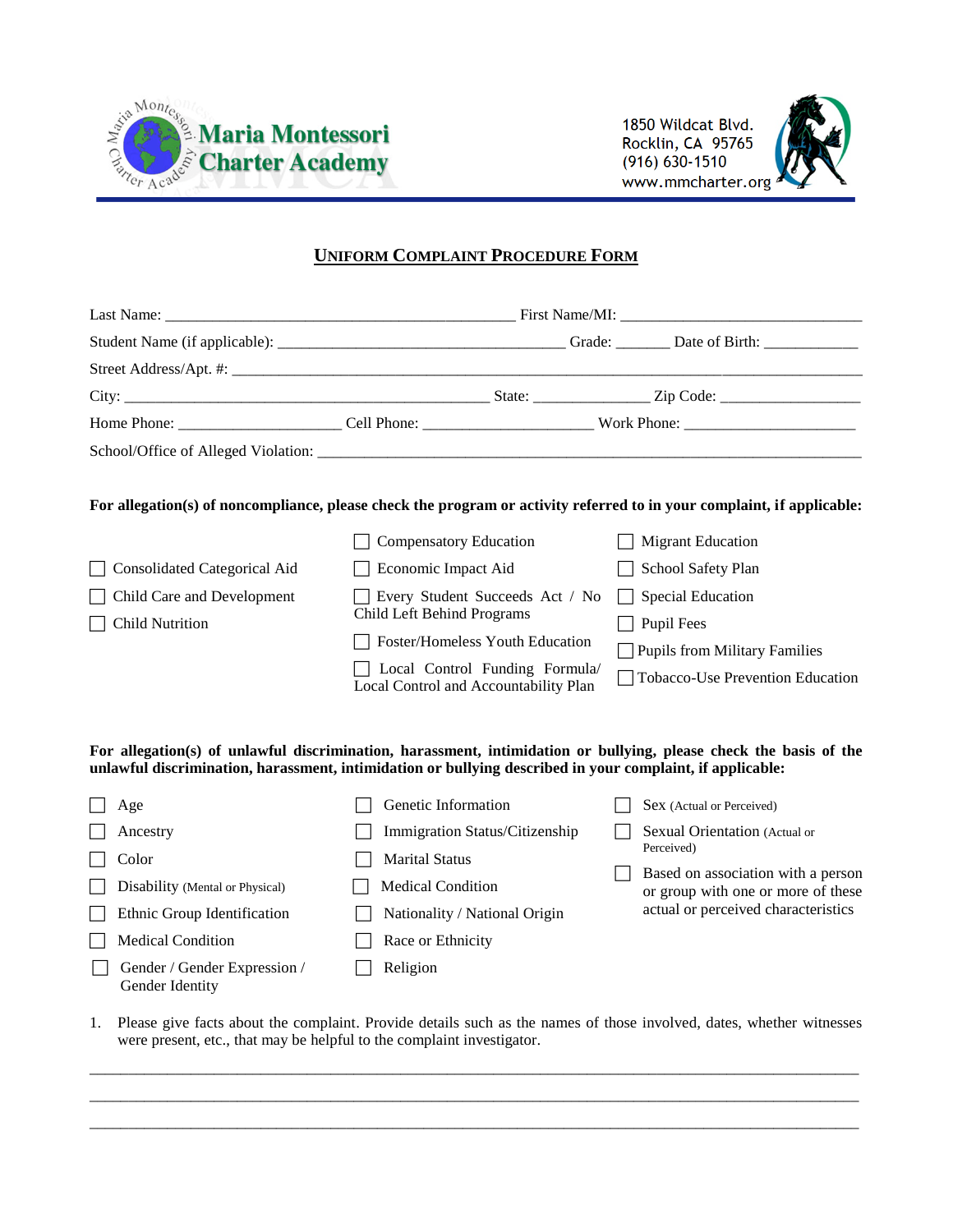Maria Montessori Charter Academy

1850 Wildcat Blvd.
Rocklin, CA 95765
(916) 630-1510
www.mmcharter.org

# UNIFORM COMPLAINT PROCEDURE FORM

Last Name: _____________________________________________ First Name/MI: _______________________________

Student Name (if applicable): ____________________________________ Grade: ______ Date of Birth: ____________

Street Address/Apt. #: ________________________________________________________________________________

City: _______________________________________________ State: ______________ Zip Code: _________________

Home Phone: ____________________ Cell Phone: _____________________ Work Phone: _____________________

School/Office of Alleged Violation: _________________________________________________________________

**For allegation(s) of noncompliance, please check the program or activity referred to in your complaint, if applicable:**

- ☐ Consolidated Categorical Aid
- ☐ Child Care and Development
- ☐ Child Nutrition
- ☐ Compensatory Education
- ☐ Economic Impact Aid
- ☐ Every Student Succeeds Act / No Child Left Behind Programs
- ☐ Foster/Homeless Youth Education
- ☐ Local Control Funding Formula/ Local Control and Accountability Plan
- ☐ Migrant Education
- ☐ School Safety Plan
- ☐ Special Education
- ☐ Pupil Fees
- ☐ Pupils from Military Families
- ☐ Tobacco-Use Prevention Education

**For allegation(s) of unlawful discrimination, harassment, intimidation or bullying, please check the basis of the unlawful discrimination, harassment, intimidation or bullying described in your complaint, if applicable:**

- ☐ Age
- ☐ Ancestry
- ☐ Color
- ☐ Disability (Mental or Physical)
- ☐ Ethnic Group Identification
- ☐ Medical Condition
- ☐ Gender / Gender Expression / Gender Identity
- ☐ Genetic Information
- ☐ Immigration Status/Citizenship
- ☐ Marital Status
- ☐ Medical Condition
- ☐ Nationality / National Origin
- ☐ Race or Ethnicity
- ☐ Religion
- ☐ Sex (Actual or Perceived)
- ☐ Sexual Orientation (Actual or Perceived)
- ☐ Based on association with a person or group with one or more of these actual or perceived characteristics

1. Please give facts about the complaint. Provide details such as the names of those involved, dates, whether witnesses were present, etc., that may be helpful to the complaint investigator.

_____________________________________________________________________________________________________

_____________________________________________________________________________________________________

_____________________________________________________________________________________________________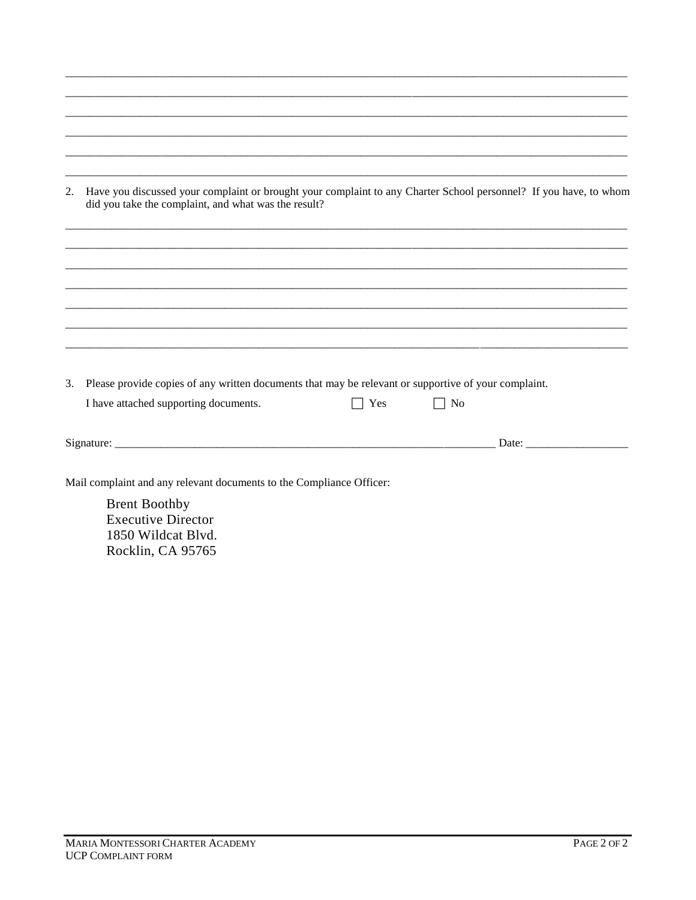\_\_\_\_\_\_\_\_\_\_\_\_\_\_\_\_\_\_\_\_\_\_\_\_\_\_\_\_\_\_\_\_\_\_\_\_\_\_\_\_\_\_\_\_\_\_\_\_\_\_\_\_\_\_\_\_\_\_\_\_\_\_\_\_\_\_\_\_\_\_\_\_\_\_\_\_\_\_

\_\_\_\_\_\_\_\_\_\_\_\_\_\_\_\_\_\_\_\_\_\_\_\_\_\_\_\_\_\_\_\_\_\_\_\_\_\_\_\_\_\_\_\_\_\_\_\_\_\_\_\_\_\_\_\_\_\_\_\_\_\_\_\_\_\_\_\_\_\_\_\_\_\_\_\_\_\_

\_\_\_\_\_\_\_\_\_\_\_\_\_\_\_\_\_\_\_\_\_\_\_\_\_\_\_\_\_\_\_\_\_\_\_\_\_\_\_\_\_\_\_\_\_\_\_\_\_\_\_\_\_\_\_\_\_\_\_\_\_\_\_\_\_\_\_\_\_\_\_\_\_\_\_\_\_\_

\_\_\_\_\_\_\_\_\_\_\_\_\_\_\_\_\_\_\_\_\_\_\_\_\_\_\_\_\_\_\_\_\_\_\_\_\_\_\_\_\_\_\_\_\_\_\_\_\_\_\_\_\_\_\_\_\_\_\_\_\_\_\_\_\_\_\_\_\_\_\_\_\_\_\_\_\_\_

\_\_\_\_\_\_\_\_\_\_\_\_\_\_\_\_\_\_\_\_\_\_\_\_\_\_\_\_\_\_\_\_\_\_\_\_\_\_\_\_\_\_\_\_\_\_\_\_\_\_\_\_\_\_\_\_\_\_\_\_\_\_\_\_\_\_\_\_\_\_\_\_\_\_\_\_\_\_

\_\_\_\_\_\_\_\_\_\_\_\_\_\_\_\_\_\_\_\_\_\_\_\_\_\_\_\_\_\_\_\_\_\_\_\_\_\_\_\_\_\_\_\_\_\_\_\_\_\_\_\_\_\_\_\_\_\_\_\_\_\_\_\_\_\_\_\_\_\_\_\_\_\_\_\_\_\_

2. Have you discussed your complaint or brought your complaint to any Charter School personnel? If you have, to whom did you take the complaint, and what was the result?

\_\_\_\_\_\_\_\_\_\_\_\_\_\_\_\_\_\_\_\_\_\_\_\_\_\_\_\_\_\_\_\_\_\_\_\_\_\_\_\_\_\_\_\_\_\_\_\_\_\_\_\_\_\_\_\_\_\_\_\_\_\_\_\_\_\_\_\_\_\_\_\_\_\_\_\_\_\_

\_\_\_\_\_\_\_\_\_\_\_\_\_\_\_\_\_\_\_\_\_\_\_\_\_\_\_\_\_\_\_\_\_\_\_\_\_\_\_\_\_\_\_\_\_\_\_\_\_\_\_\_\_\_\_\_\_\_\_\_\_\_\_\_\_\_\_\_\_\_\_\_\_\_\_\_\_\_

\_\_\_\_\_\_\_\_\_\_\_\_\_\_\_\_\_\_\_\_\_\_\_\_\_\_\_\_\_\_\_\_\_\_\_\_\_\_\_\_\_\_\_\_\_\_\_\_\_\_\_\_\_\_\_\_\_\_\_\_\_\_\_\_\_\_\_\_\_\_\_\_\_\_\_\_\_\_

\_\_\_\_\_\_\_\_\_\_\_\_\_\_\_\_\_\_\_\_\_\_\_\_\_\_\_\_\_\_\_\_\_\_\_\_\_\_\_\_\_\_\_\_\_\_\_\_\_\_\_\_\_\_\_\_\_\_\_\_\_\_\_\_\_\_\_\_\_\_\_\_\_\_\_\_\_\_

\_\_\_\_\_\_\_\_\_\_\_\_\_\_\_\_\_\_\_\_\_\_\_\_\_\_\_\_\_\_\_\_\_\_\_\_\_\_\_\_\_\_\_\_\_\_\_\_\_\_\_\_\_\_\_\_\_\_\_\_\_\_\_\_\_\_\_\_\_\_\_\_\_\_\_\_\_\_

\_\_\_\_\_\_\_\_\_\_\_\_\_\_\_\_\_\_\_\_\_\_\_\_\_\_\_\_\_\_\_\_\_\_\_\_\_\_\_\_\_\_\_\_\_\_\_\_\_\_\_\_\_\_\_\_\_\_\_\_\_\_\_\_\_\_\_\_\_\_\_\_\_\_\_\_\_\_

\_\_\_\_\_\_\_\_\_\_\_\_\_\_\_\_\_\_\_\_\_\_\_\_\_\_\_\_\_\_\_\_\_\_\_\_\_\_\_\_\_\_\_\_\_\_\_\_\_\_\_\_\_\_\_\_\_\_\_\_\_\_\_\_\_\_\_\_\_\_\_\_\_\_\_\_\_\_

3. Please provide copies of any written documents that may be relevant or supportive of your complaint.

   I have attached supporting documents. ☐ Yes ☐ No

Signature: \_\_\_\_\_\_\_\_\_\_\_\_\_\_\_\_\_\_\_\_\_\_\_\_\_\_\_\_\_\_\_\_\_\_\_\_\_\_\_\_\_\_\_\_\_\_\_\_\_\_\_\_\_ Date: \_\_\_\_\_\_\_\_\_\_\_\_\_\_\_\_\_\_

Mail complaint and any relevant documents to the Compliance Officer:

Brent Boothby  
Executive Director  
1850 Wildcat Blvd.  
Rocklin, CA 95765